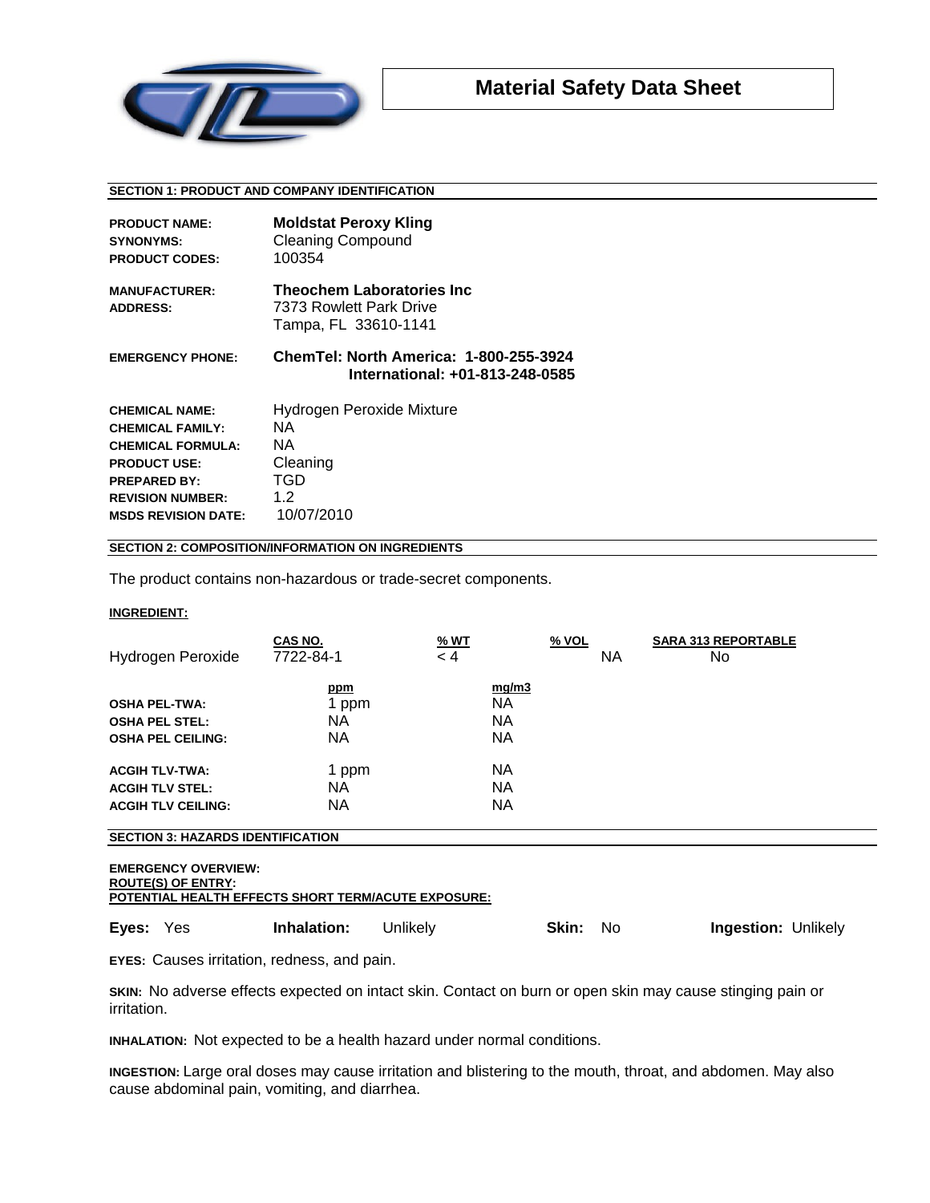# Material Safety Data Sheet

## SECTION 1: PRODUCT AND COMPANY IDENTIFICATION

| | |
|---|---|
| **PRODUCT NAME:** | **Moldstat Peroxy Kling** |
| **SYNONYMS:** | Cleaning Compound |
| **PRODUCT CODES:** | 100354 |

| | |
|---|---|
| **MANUFACTURER:** | **Theochem Laboratories Inc** |
| **ADDRESS:** | 7373 Rowlett Park Drive<br>Tampa, FL 33610-1141 |

**EMERGENCY PHONE:** **ChemTel: North America: 1-800-255-3924**
**International: +01-813-248-0585**

| | |
|---|---|
| **CHEMICAL NAME:** | Hydrogen Peroxide Mixture |
| **CHEMICAL FAMILY:** | NA |
| **CHEMICAL FORMULA:** | NA |
| **PRODUCT USE:** | Cleaning |
| **PREPARED BY:** | TGD |
| **REVISION NUMBER:** | 1.2 |
| **MSDS REVISION DATE:** | 10/07/2010 |

## SECTION 2: COMPOSITION/INFORMATION ON INGREDIENTS

The product contains non-hazardous or trade-secret components.

**INGREDIENT:**

| | CAS NO. | % WT | % VOL | SARA 313 REPORTABLE |
|---|---|---|---|---|
| Hydrogen Peroxide | 7722-84-1 | < 4 | NA | No |

| | ppm | mg/m3 |
|---|---|---|
| **OSHA PEL-TWA:** | 1 ppm | NA |
| **OSHA PEL STEL:** | NA | NA |
| **OSHA PEL CEILING:** | NA | NA |
| **ACGIH TLV-TWA:** | 1 ppm | NA |
| **ACGIH TLV STEL:** | NA | NA |
| **ACGIH TLV CEILING:** | NA | NA |

## SECTION 3: HAZARDS IDENTIFICATION

**EMERGENCY OVERVIEW:**
**ROUTE(S) OF ENTRY:**
**POTENTIAL HEALTH EFFECTS SHORT TERM/ACUTE EXPOSURE:**

**Eyes:** Yes **Inhalation:** Unlikely **Skin:** No **Ingestion:** Unlikely

**EYES:** Causes irritation, redness, and pain.

**SKIN:** No adverse effects expected on intact skin. Contact on burn or open skin may cause stinging pain or irritation.

**INHALATION:** Not expected to be a health hazard under normal conditions.

**INGESTION:** Large oral doses may cause irritation and blistering to the mouth, throat, and abdomen. May also cause abdominal pain, vomiting, and diarrhea.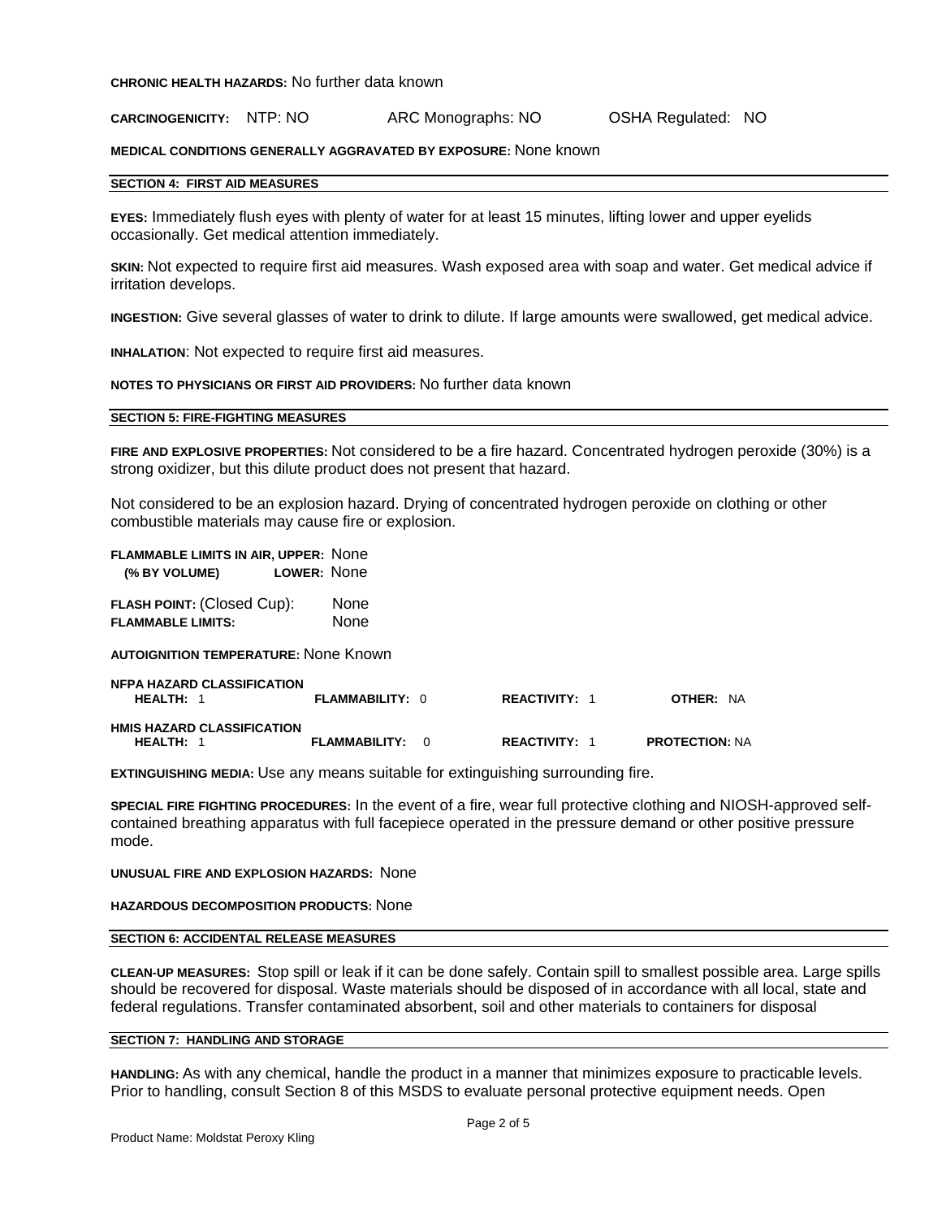**CHRONIC HEALTH HAZARDS:** No further data known

**CARCINOGENICITY:** NTP: NO ARC Monographs: NO OSHA Regulated: NO

**MEDICAL CONDITIONS GENERALLY AGGRAVATED BY EXPOSURE:** None known

## SECTION 4: FIRST AID MEASURES

**EYES:** Immediately flush eyes with plenty of water for at least 15 minutes, lifting lower and upper eyelids occasionally. Get medical attention immediately.

**SKIN:** Not expected to require first aid measures. Wash exposed area with soap and water. Get medical advice if irritation develops.

**INGESTION:** Give several glasses of water to drink to dilute. If large amounts were swallowed, get medical advice.

**INHALATION**: Not expected to require first aid measures.

**NOTES TO PHYSICIANS OR FIRST AID PROVIDERS:** No further data known

## SECTION 5: FIRE-FIGHTING MEASURES

**FIRE AND EXPLOSIVE PROPERTIES:** Not considered to be a fire hazard. Concentrated hydrogen peroxide (30%) is a strong oxidizer, but this dilute product does not present that hazard.

Not considered to be an explosion hazard. Drying of concentrated hydrogen peroxide on clothing or other combustible materials may cause fire or explosion.

**FLAMMABLE LIMITS IN AIR, UPPER:** None
**(% BY VOLUME) LOWER:** None

**FLASH POINT:** (Closed Cup): None
**FLAMMABLE LIMITS:** None

**AUTOIGNITION TEMPERATURE:** None Known

| NFPA HAZARD CLASSIFICATION | | | |
|---|---|---|---|
| **HEALTH:** 1 | **FLAMMABILITY:** 0 | **REACTIVITY:** 1 | **OTHER:** NA |

| HMIS HAZARD CLASSIFICATION | | | |
|---|---|---|---|
| **HEALTH:** 1 | **FLAMMABILITY:** 0 | **REACTIVITY:** 1 | **PROTECTION:** NA |

**EXTINGUISHING MEDIA:** Use any means suitable for extinguishing surrounding fire.

**SPECIAL FIRE FIGHTING PROCEDURES:** In the event of a fire, wear full protective clothing and NIOSH-approved self-contained breathing apparatus with full facepiece operated in the pressure demand or other positive pressure mode.

**UNUSUAL FIRE AND EXPLOSION HAZARDS:** None

**HAZARDOUS DECOMPOSITION PRODUCTS:** None

## SECTION 6: ACCIDENTAL RELEASE MEASURES

**CLEAN-UP MEASURES:** Stop spill or leak if it can be done safely. Contain spill to smallest possible area. Large spills should be recovered for disposal. Waste materials should be disposed of in accordance with all local, state and federal regulations. Transfer contaminated absorbent, soil and other materials to containers for disposal

## SECTION 7: HANDLING AND STORAGE

**HANDLING:** As with any chemical, handle the product in a manner that minimizes exposure to practicable levels. Prior to handling, consult Section 8 of this MSDS to evaluate personal protective equipment needs. Open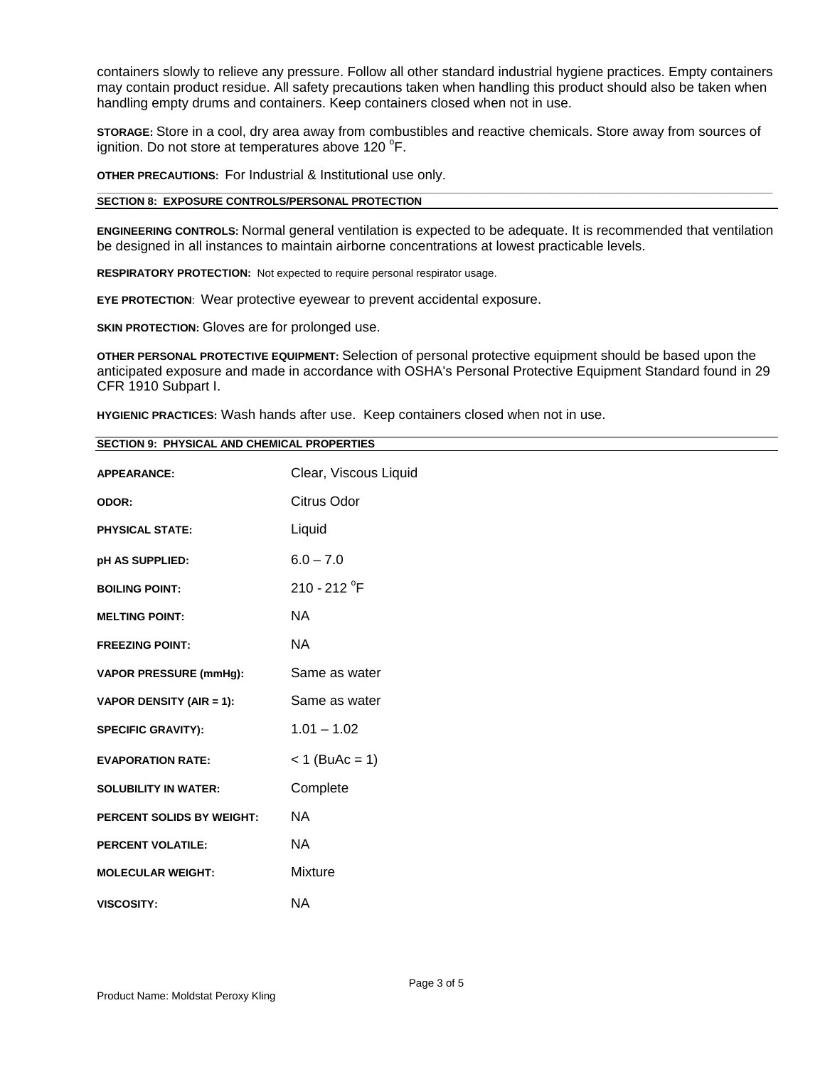containers slowly to relieve any pressure. Follow all other standard industrial hygiene practices. Empty containers may contain product residue. All safety precautions taken when handling this product should also be taken when handling empty drums and containers. Keep containers closed when not in use.

**STORAGE:** Store in a cool, dry area away from combustibles and reactive chemicals. Store away from sources of ignition. Do not store at temperatures above 120 °F.

**OTHER PRECAUTIONS:** For Industrial & Institutional use only.

## SECTION 8: EXPOSURE CONTROLS/PERSONAL PROTECTION

**ENGINEERING CONTROLS:** Normal general ventilation is expected to be adequate. It is recommended that ventilation be designed in all instances to maintain airborne concentrations at lowest practicable levels.

**RESPIRATORY PROTECTION:** Not expected to require personal respirator usage.

**EYE PROTECTION**: Wear protective eyewear to prevent accidental exposure.

**SKIN PROTECTION:** Gloves are for prolonged use.

**OTHER PERSONAL PROTECTIVE EQUIPMENT:** Selection of personal protective equipment should be based upon the anticipated exposure and made in accordance with OSHA's Personal Protective Equipment Standard found in 29 CFR 1910 Subpart I.

**HYGIENIC PRACTICES:** Wash hands after use. Keep containers closed when not in use.

## SECTION 9: PHYSICAL AND CHEMICAL PROPERTIES

| | |
|---|---|
| **APPEARANCE:** | Clear, Viscous Liquid |
| **ODOR:** | Citrus Odor |
| **PHYSICAL STATE:** | Liquid |
| **pH AS SUPPLIED:** | 6.0 – 7.0 |
| **BOILING POINT:** | 210 - 212 °F |
| **MELTING POINT:** | NA |
| **FREEZING POINT:** | NA |
| **VAPOR PRESSURE (mmHg):** | Same as water |
| **VAPOR DENSITY (AIR = 1):** | Same as water |
| **SPECIFIC GRAVITY):** | 1.01 – 1.02 |
| **EVAPORATION RATE:** | < 1 (BuAc = 1) |
| **SOLUBILITY IN WATER:** | Complete |
| **PERCENT SOLIDS BY WEIGHT:** | NA |
| **PERCENT VOLATILE:** | NA |
| **MOLECULAR WEIGHT:** | Mixture |
| **VISCOSITY:** | NA |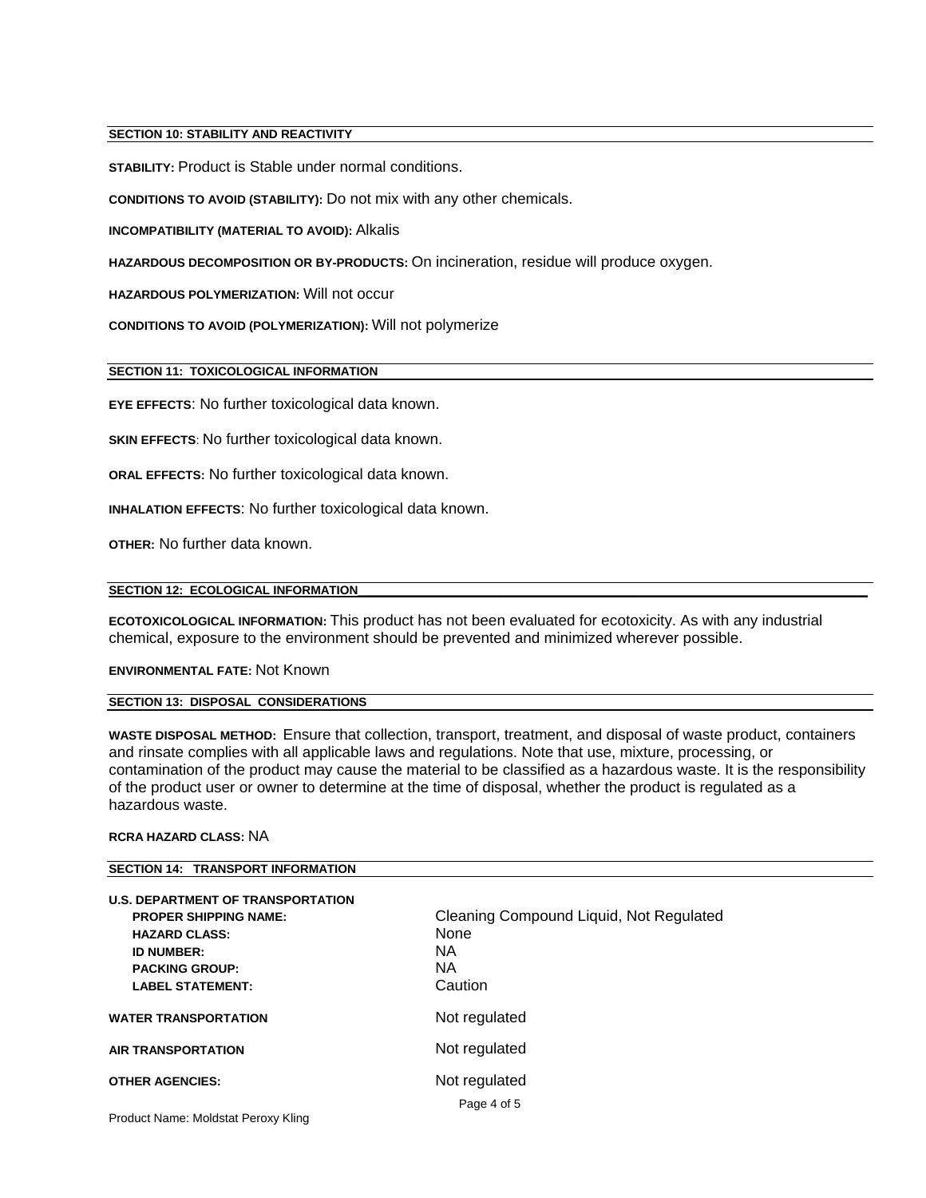## SECTION 10: STABILITY AND REACTIVITY

**STABILITY:** Product is Stable under normal conditions.

**CONDITIONS TO AVOID (STABILITY):** Do not mix with any other chemicals.

**INCOMPATIBILITY (MATERIAL TO AVOID):** Alkalis

**HAZARDOUS DECOMPOSITION OR BY-PRODUCTS:** On incineration, residue will produce oxygen.

**HAZARDOUS POLYMERIZATION:** Will not occur

**CONDITIONS TO AVOID (POLYMERIZATION):** Will not polymerize

## SECTION 11: TOXICOLOGICAL INFORMATION

**EYE EFFECTS**: No further toxicological data known.

**SKIN EFFECTS**: No further toxicological data known.

**ORAL EFFECTS:** No further toxicological data known.

**INHALATION EFFECTS**: No further toxicological data known.

**OTHER:** No further data known.

## SECTION 12: ECOLOGICAL INFORMATION

**ECOTOXICOLOGICAL INFORMATION:** This product has not been evaluated for ecotoxicity. As with any industrial chemical, exposure to the environment should be prevented and minimized wherever possible.

**ENVIRONMENTAL FATE:** Not Known

## SECTION 13: DISPOSAL CONSIDERATIONS

**WASTE DISPOSAL METHOD:** Ensure that collection, transport, treatment, and disposal of waste product, containers and rinsate complies with all applicable laws and regulations. Note that use, mixture, processing, or contamination of the product may cause the material to be classified as a hazardous waste. It is the responsibility of the product user or owner to determine at the time of disposal, whether the product is regulated as a hazardous waste.

**RCRA HAZARD CLASS:** NA

## SECTION 14: TRANSPORT INFORMATION

**U.S. DEPARTMENT OF TRANSPORTATION**

| | |
|---|---|
| **PROPER SHIPPING NAME:** | Cleaning Compound Liquid, Not Regulated |
| **HAZARD CLASS:** | None |
| **ID NUMBER:** | NA |
| **PACKING GROUP:** | NA |
| **LABEL STATEMENT:** | Caution |
| **WATER TRANSPORTATION** | Not regulated |
| **AIR TRANSPORTATION** | Not regulated |
| **OTHER AGENCIES:** | Not regulated |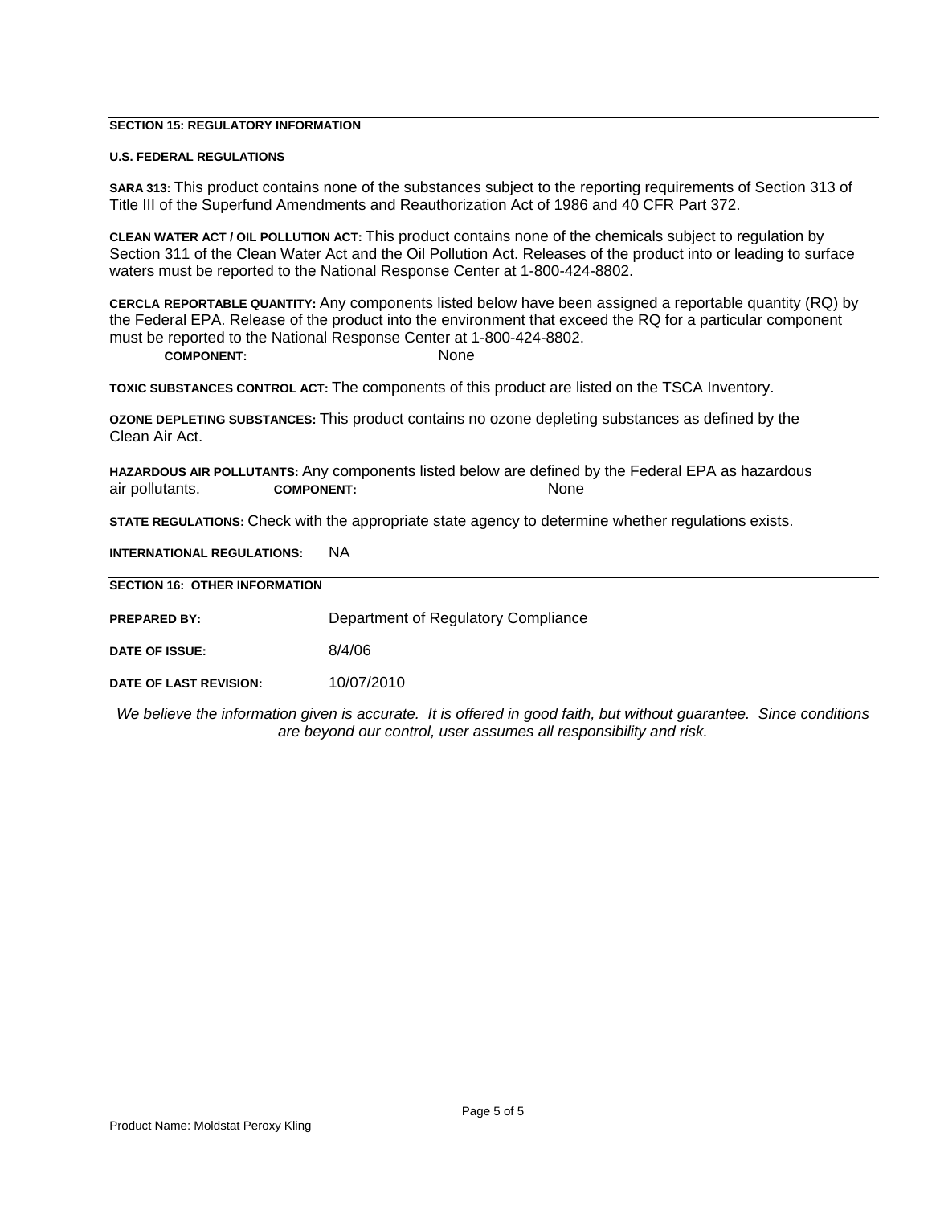## SECTION 15: REGULATORY INFORMATION

### U.S. FEDERAL REGULATIONS

**SARA 313:** This product contains none of the substances subject to the reporting requirements of Section 313 of Title III of the Superfund Amendments and Reauthorization Act of 1986 and 40 CFR Part 372.

**CLEAN WATER ACT / OIL POLLUTION ACT:** This product contains none of the chemicals subject to regulation by Section 311 of the Clean Water Act and the Oil Pollution Act. Releases of the product into or leading to surface waters must be reported to the National Response Center at 1-800-424-8802.

**CERCLA REPORTABLE QUANTITY:** Any components listed below have been assigned a reportable quantity (RQ) by the Federal EPA. Release of the product into the environment that exceed the RQ for a particular component must be reported to the National Response Center at 1-800-424-8802.

**COMPONENT:** None

**TOXIC SUBSTANCES CONTROL ACT:** The components of this product are listed on the TSCA Inventory.

**OZONE DEPLETING SUBSTANCES:** This product contains no ozone depleting substances as defined by the Clean Air Act.

**HAZARDOUS AIR POLLUTANTS:** Any components listed below are defined by the Federal EPA as hazardous air pollutants. **COMPONENT:** None

**STATE REGULATIONS:** Check with the appropriate state agency to determine whether regulations exists.

**INTERNATIONAL REGULATIONS:** NA

## SECTION 16: OTHER INFORMATION

**PREPARED BY:** Department of Regulatory Compliance

**DATE OF ISSUE:** 8/4/06

**DATE OF LAST REVISION:** 10/07/2010

*We believe the information given is accurate. It is offered in good faith, but without guarantee. Since conditions are beyond our control, user assumes all responsibility and risk.*